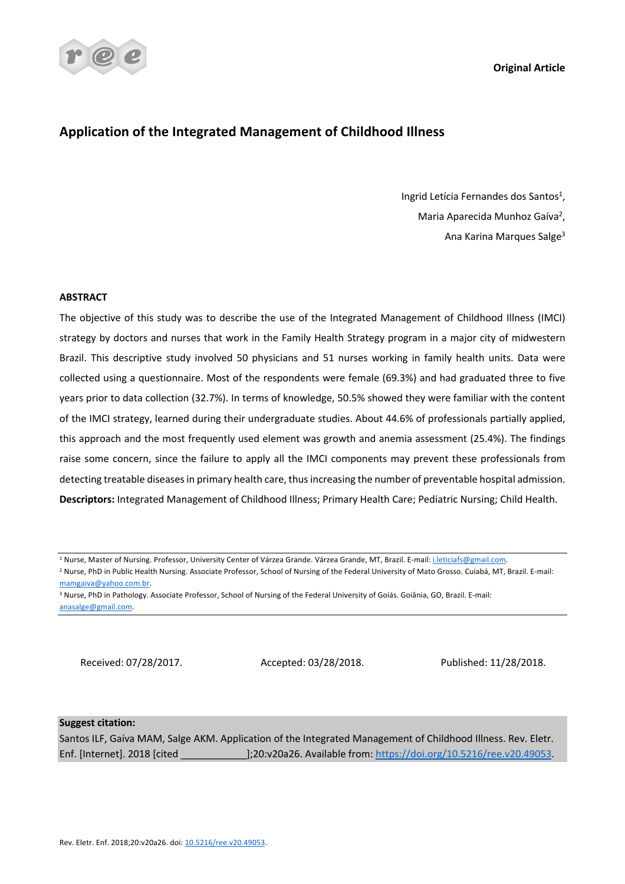Original Article

# Application of the Integrated Management of Childhood Illness

Ingrid Letícia Fernandes dos Santos[1],
Maria Aparecida Munhoz Gaíva[2],
Ana Karina Marques Salge[3]

## ABSTRACT

The objective of this study was to describe the use of the Integrated Management of Childhood Illness (IMCI) strategy by doctors and nurses that work in the Family Health Strategy program in a major city of midwestern Brazil. This descriptive study involved 50 physicians and 51 nurses working in family health units. Data were collected using a questionnaire. Most of the respondents were female (69.3%) and had graduated three to five years prior to data collection (32.7%). In terms of knowledge, 50.5% showed they were familiar with the content of the IMCI strategy, learned during their undergraduate studies. About 44.6% of professionals partially applied, this approach and the most frequently used element was growth and anemia assessment (25.4%). The findings raise some concern, since the failure to apply all the IMCI components may prevent these professionals from detecting treatable diseases in primary health care, thus increasing the number of preventable hospital admission.

**Descriptors:** Integrated Management of Childhood Illness; Primary Health Care; Pediatric Nursing; Child Health.

---

[1] Nurse, Master of Nursing. Professor, University Center of Várzea Grande. Várzea Grande, MT, Brazil. E-mail: i.leticiafs@gmail.com.
[2] Nurse, PhD in Public Health Nursing. Associate Professor, School of Nursing of the Federal University of Mato Grosso. Cuiabá, MT, Brazil. E-mail: mamgaiva@yahoo.com.br.
[3] Nurse, PhD in Pathology. Associate Professor, School of Nursing of the Federal University of Goiás. Goiânia, GO, Brazil. E-mail: anasalge@gmail.com.

---

Received: 07/28/2017. Accepted: 03/28/2018. Published: 11/28/2018.

**Suggest citation:**
Santos ILF, Gaíva MAM, Salge AKM. Application of the Integrated Management of Childhood Illness. Rev. Eletr. Enf. [Internet]. 2018 [cited ___________];20:v20a26. Available from: https://doi.org/10.5216/ree.v20.49053.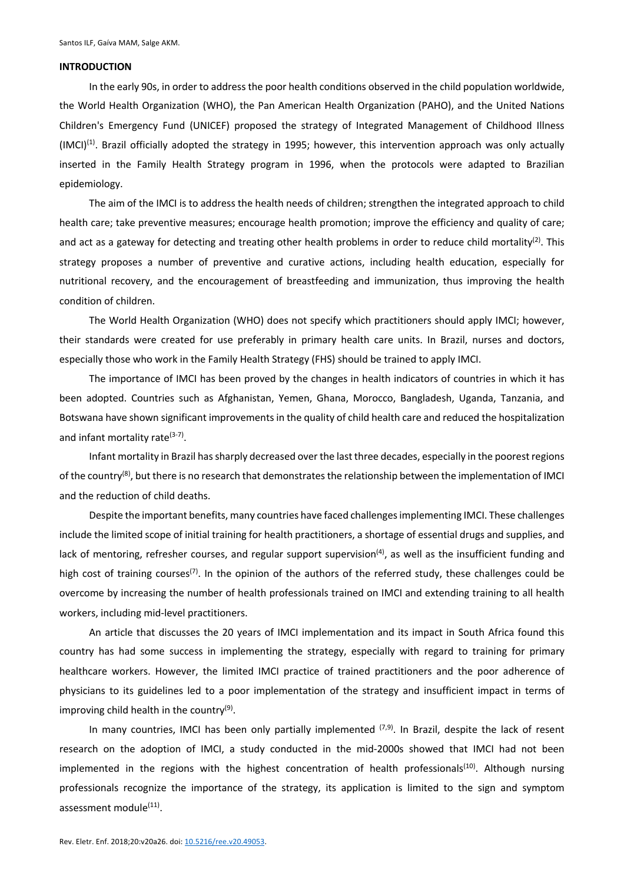## INTRODUCTION

In the early 90s, in order to address the poor health conditions observed in the child population worldwide, the World Health Organization (WHO), the Pan American Health Organization (PAHO), and the United Nations Children's Emergency Fund (UNICEF) proposed the strategy of Integrated Management of Childhood Illness (IMCI)[1]. Brazil officially adopted the strategy in 1995; however, this intervention approach was only actually inserted in the Family Health Strategy program in 1996, when the protocols were adapted to Brazilian epidemiology.

The aim of the IMCI is to address the health needs of children; strengthen the integrated approach to child health care; take preventive measures; encourage health promotion; improve the efficiency and quality of care; and act as a gateway for detecting and treating other health problems in order to reduce child mortality[2]. This strategy proposes a number of preventive and curative actions, including health education, especially for nutritional recovery, and the encouragement of breastfeeding and immunization, thus improving the health condition of children.

The World Health Organization (WHO) does not specify which practitioners should apply IMCI; however, their standards were created for use preferably in primary health care units. In Brazil, nurses and doctors, especially those who work in the Family Health Strategy (FHS) should be trained to apply IMCI.

The importance of IMCI has been proved by the changes in health indicators of countries in which it has been adopted. Countries such as Afghanistan, Yemen, Ghana, Morocco, Bangladesh, Uganda, Tanzania, and Botswana have shown significant improvements in the quality of child health care and reduced the hospitalization and infant mortality rate[3-7].

Infant mortality in Brazil has sharply decreased over the last three decades, especially in the poorest regions of the country[8], but there is no research that demonstrates the relationship between the implementation of IMCI and the reduction of child deaths.

Despite the important benefits, many countries have faced challenges implementing IMCI. These challenges include the limited scope of initial training for health practitioners, a shortage of essential drugs and supplies, and lack of mentoring, refresher courses, and regular support supervision[4], as well as the insufficient funding and high cost of training courses[7]. In the opinion of the authors of the referred study, these challenges could be overcome by increasing the number of health professionals trained on IMCI and extending training to all health workers, including mid-level practitioners.

An article that discusses the 20 years of IMCI implementation and its impact in South Africa found this country has had some success in implementing the strategy, especially with regard to training for primary healthcare workers. However, the limited IMCI practice of trained practitioners and the poor adherence of physicians to its guidelines led to a poor implementation of the strategy and insufficient impact in terms of improving child health in the country[9].

In many countries, IMCI has been only partially implemented [7,9]. In Brazil, despite the lack of resent research on the adoption of IMCI, a study conducted in the mid-2000s showed that IMCI had not been implemented in the regions with the highest concentration of health professionals[10]. Although nursing professionals recognize the importance of the strategy, its application is limited to the sign and symptom assessment module[11].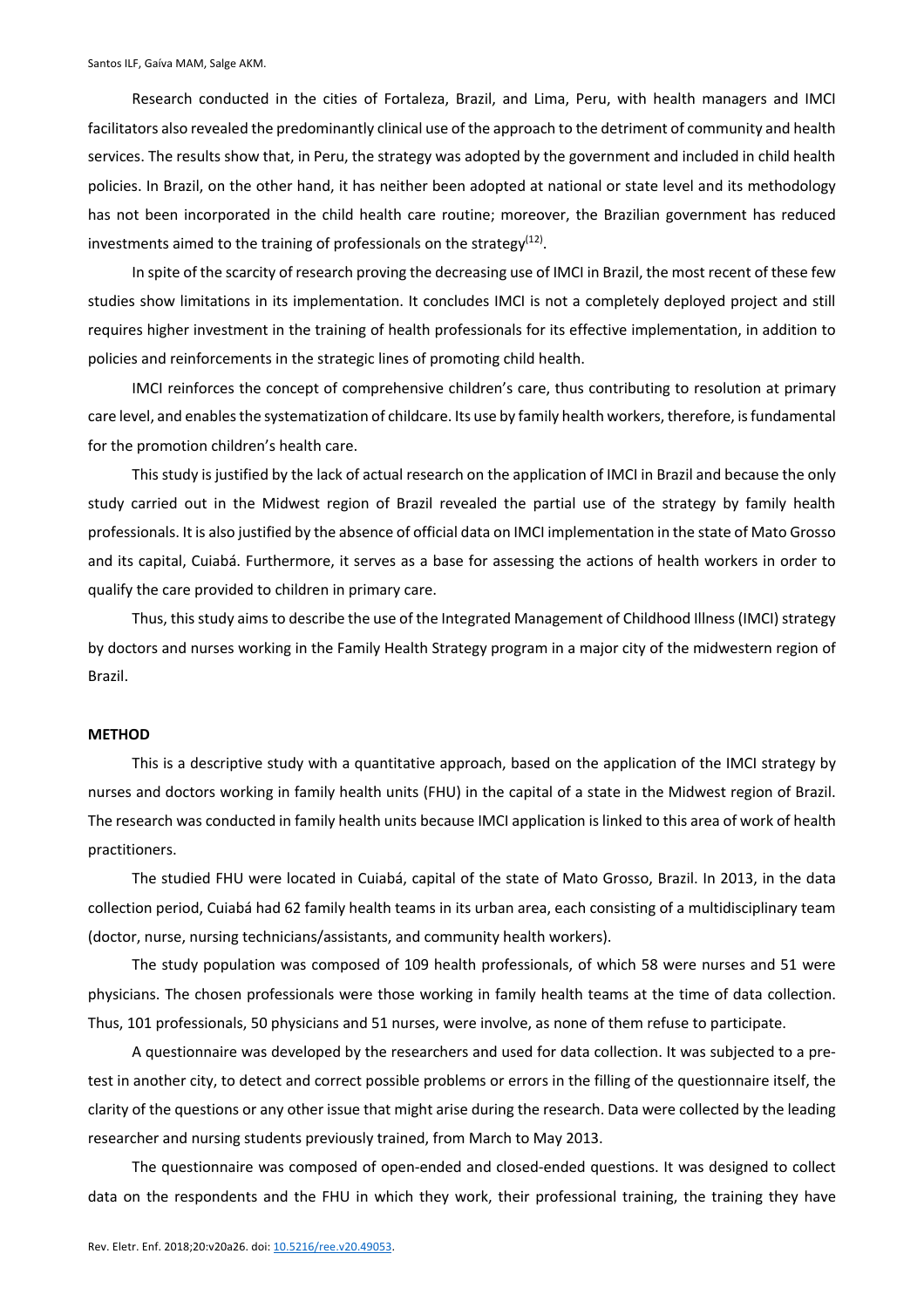Research conducted in the cities of Fortaleza, Brazil, and Lima, Peru, with health managers and IMCI facilitators also revealed the predominantly clinical use of the approach to the detriment of community and health services. The results show that, in Peru, the strategy was adopted by the government and included in child health policies. In Brazil, on the other hand, it has neither been adopted at national or state level and its methodology has not been incorporated in the child health care routine; moreover, the Brazilian government has reduced investments aimed to the training of professionals on the strategy[12].

In spite of the scarcity of research proving the decreasing use of IMCI in Brazil, the most recent of these few studies show limitations in its implementation. It concludes IMCI is not a completely deployed project and still requires higher investment in the training of health professionals for its effective implementation, in addition to policies and reinforcements in the strategic lines of promoting child health.

IMCI reinforces the concept of comprehensive children's care, thus contributing to resolution at primary care level, and enables the systematization of childcare. Its use by family health workers, therefore, is fundamental for the promotion children's health care.

This study is justified by the lack of actual research on the application of IMCI in Brazil and because the only study carried out in the Midwest region of Brazil revealed the partial use of the strategy by family health professionals. It is also justified by the absence of official data on IMCI implementation in the state of Mato Grosso and its capital, Cuiabá. Furthermore, it serves as a base for assessing the actions of health workers in order to qualify the care provided to children in primary care.

Thus, this study aims to describe the use of the Integrated Management of Childhood Illness (IMCI) strategy by doctors and nurses working in the Family Health Strategy program in a major city of the midwestern region of Brazil.

## METHOD

This is a descriptive study with a quantitative approach, based on the application of the IMCI strategy by nurses and doctors working in family health units (FHU) in the capital of a state in the Midwest region of Brazil. The research was conducted in family health units because IMCI application is linked to this area of work of health practitioners.

The studied FHU were located in Cuiabá, capital of the state of Mato Grosso, Brazil. In 2013, in the data collection period, Cuiabá had 62 family health teams in its urban area, each consisting of a multidisciplinary team (doctor, nurse, nursing technicians/assistants, and community health workers).

The study population was composed of 109 health professionals, of which 58 were nurses and 51 were physicians. The chosen professionals were those working in family health teams at the time of data collection. Thus, 101 professionals, 50 physicians and 51 nurses, were involve, as none of them refuse to participate.

A questionnaire was developed by the researchers and used for data collection. It was subjected to a pre-test in another city, to detect and correct possible problems or errors in the filling of the questionnaire itself, the clarity of the questions or any other issue that might arise during the research. Data were collected by the leading researcher and nursing students previously trained, from March to May 2013.

The questionnaire was composed of open-ended and closed-ended questions. It was designed to collect data on the respondents and the FHU in which they work, their professional training, the training they have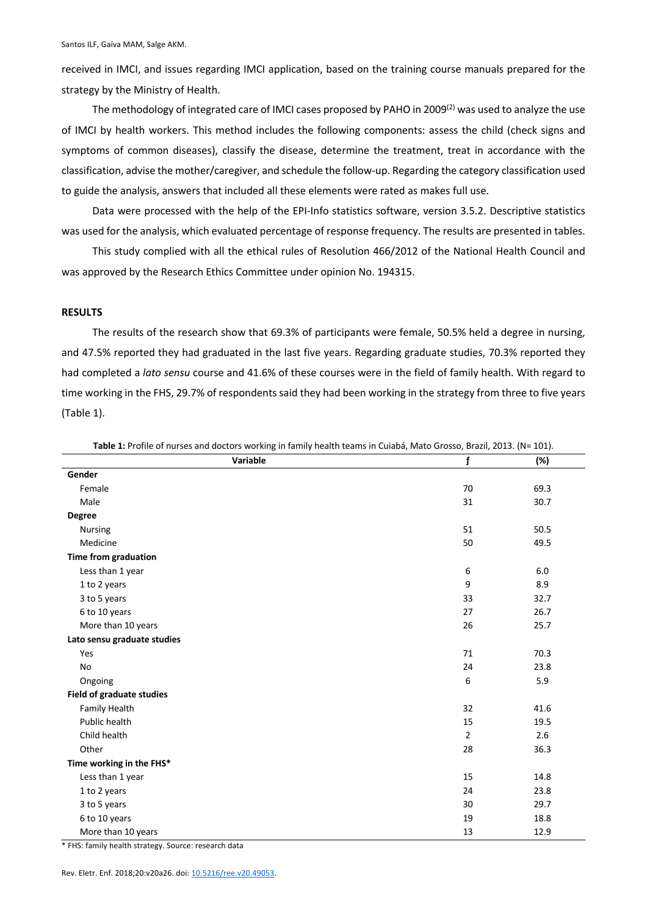received in IMCI, and issues regarding IMCI application, based on the training course manuals prepared for the strategy by the Ministry of Health.

The methodology of integrated care of IMCI cases proposed by PAHO in 2009[2] was used to analyze the use of IMCI by health workers. This method includes the following components: assess the child (check signs and symptoms of common diseases), classify the disease, determine the treatment, treat in accordance with the classification, advise the mother/caregiver, and schedule the follow-up. Regarding the category classification used to guide the analysis, answers that included all these elements were rated as makes full use.

Data were processed with the help of the EPI-Info statistics software, version 3.5.2. Descriptive statistics was used for the analysis, which evaluated percentage of response frequency. The results are presented in tables.

This study complied with all the ethical rules of Resolution 466/2012 of the National Health Council and was approved by the Research Ethics Committee under opinion No. 194315.

## RESULTS

The results of the research show that 69.3% of participants were female, 50.5% held a degree in nursing, and 47.5% reported they had graduated in the last five years. Regarding graduate studies, 70.3% reported they had completed a *lato sensu* course and 41.6% of these courses were in the field of family health. With regard to time working in the FHS, 29.7% of respondents said they had been working in the strategy from three to five years (Table 1).

**Table 1:** Profile of nurses and doctors working in family health teams in Cuiabá, Mato Grosso, Brazil, 2013. (N= 101).

| Variable | f | (%) |
|---|---|---|
| **Gender** | | |
| Female | 70 | 69.3 |
| Male | 31 | 30.7 |
| **Degree** | | |
| Nursing | 51 | 50.5 |
| Medicine | 50 | 49.5 |
| **Time from graduation** | | |
| Less than 1 year | 6 | 6.0 |
| 1 to 2 years | 9 | 8.9 |
| 3 to 5 years | 33 | 32.7 |
| 6 to 10 years | 27 | 26.7 |
| More than 10 years | 26 | 25.7 |
| **Lato sensu graduate studies** | | |
| Yes | 71 | 70.3 |
| No | 24 | 23.8 |
| Ongoing | 6 | 5.9 |
| **Field of graduate studies** | | |
| Family Health | 32 | 41.6 |
| Public health | 15 | 19.5 |
| Child health | 2 | 2.6 |
| Other | 28 | 36.3 |
| **Time working in the FHS*** | | |
| Less than 1 year | 15 | 14.8 |
| 1 to 2 years | 24 | 23.8 |
| 3 to 5 years | 30 | 29.7 |
| 6 to 10 years | 19 | 18.8 |
| More than 10 years | 13 | 12.9 |

* FHS: family health strategy. Source: research data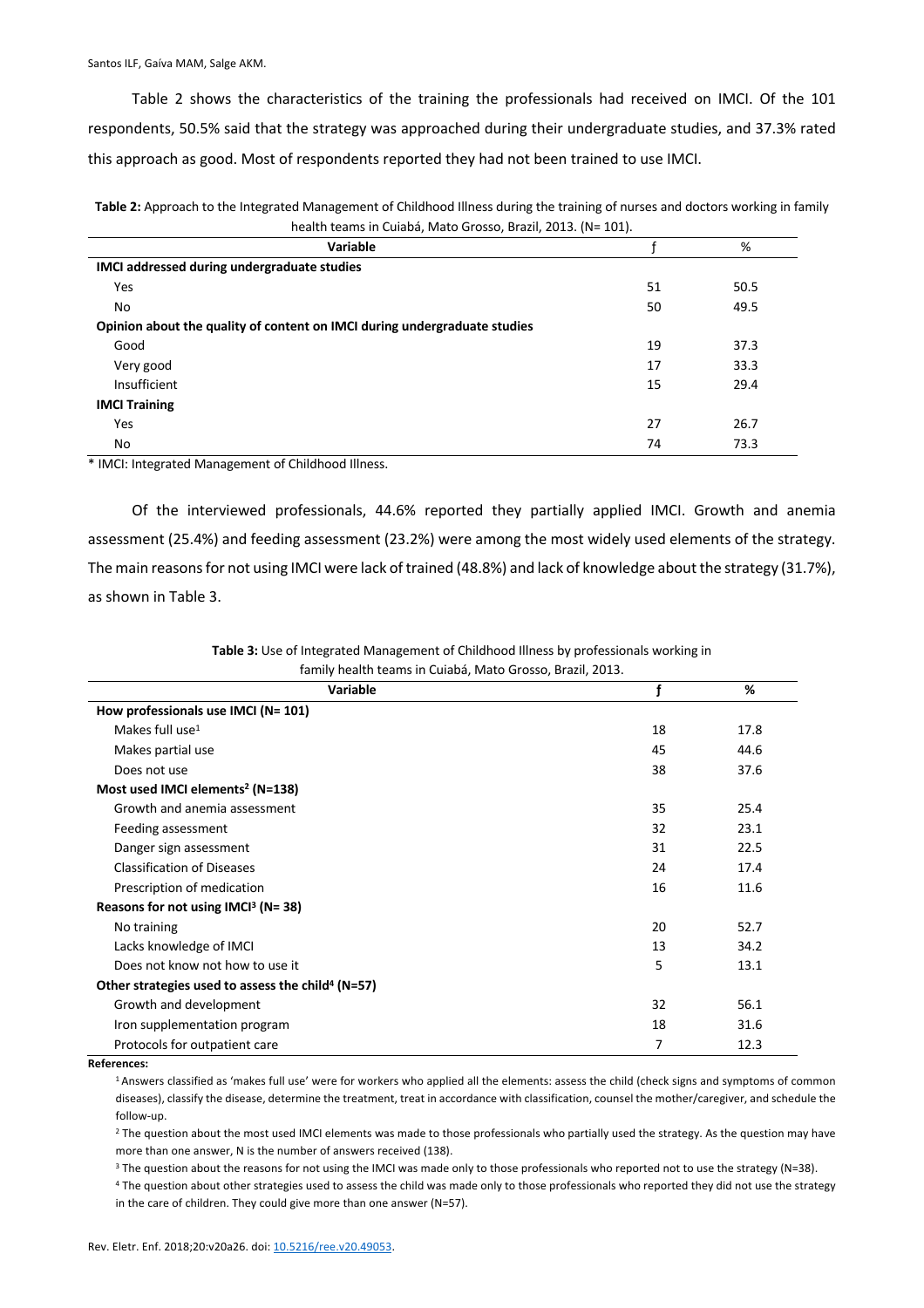Table 2 shows the characteristics of the training the professionals had received on IMCI. Of the 101 respondents, 50.5% said that the strategy was approached during their undergraduate studies, and 37.3% rated this approach as good. Most of respondents reported they had not been trained to use IMCI.

**Table 2:** Approach to the Integrated Management of Childhood Illness during the training of nurses and doctors working in family health teams in Cuiabá, Mato Grosso, Brazil, 2013. (N= 101).

| Variable | f | % |
|---|---|---|
| **IMCI addressed during undergraduate studies** | | |
| Yes | 51 | 50.5 |
| No | 50 | 49.5 |
| **Opinion about the quality of content on IMCI during undergraduate studies** | | |
| Good | 19 | 37.3 |
| Very good | 17 | 33.3 |
| Insufficient | 15 | 29.4 |
| **IMCI Training** | | |
| Yes | 27 | 26.7 |
| No | 74 | 73.3 |

* IMCI: Integrated Management of Childhood Illness.

Of the interviewed professionals, 44.6% reported they partially applied IMCI. Growth and anemia assessment (25.4%) and feeding assessment (23.2%) were among the most widely used elements of the strategy. The main reasons for not using IMCI were lack of trained (48.8%) and lack of knowledge about the strategy (31.7%), as shown in Table 3.

**Table 3:** Use of Integrated Management of Childhood Illness by professionals working in family health teams in Cuiabá, Mato Grosso, Brazil, 2013.

| Variable | f | % |
|---|---|---|
| **How professionals use IMCI (N= 101)** | | |
| Makes full use[1] | 18 | 17.8 |
| Makes partial use | 45 | 44.6 |
| Does not use | 38 | 37.6 |
| **Most used IMCI elements[2] (N=138)** | | |
| Growth and anemia assessment | 35 | 25.4 |
| Feeding assessment | 32 | 23.1 |
| Danger sign assessment | 31 | 22.5 |
| Classification of Diseases | 24 | 17.4 |
| Prescription of medication | 16 | 11.6 |
| **Reasons for not using IMCI[3] (N= 38)** | | |
| No training | 20 | 52.7 |
| Lacks knowledge of IMCI | 13 | 34.2 |
| Does not know not how to use it | 5 | 13.1 |
| **Other strategies used to assess the child[4] (N=57)** | | |
| Growth and development | 32 | 56.1 |
| Iron supplementation program | 18 | 31.6 |
| Protocols for outpatient care | 7 | 12.3 |

**References:**

[1] Answers classified as 'makes full use' were for workers who applied all the elements: assess the child (check signs and symptoms of common diseases), classify the disease, determine the treatment, treat in accordance with classification, counsel the mother/caregiver, and schedule the follow-up.

[2] The question about the most used IMCI elements was made to those professionals who partially used the strategy. As the question may have more than one answer, N is the number of answers received (138).

[3] The question about the reasons for not using the IMCI was made only to those professionals who reported not to use the strategy (N=38).

[4] The question about other strategies used to assess the child was made only to those professionals who reported they did not use the strategy in the care of children. They could give more than one answer (N=57).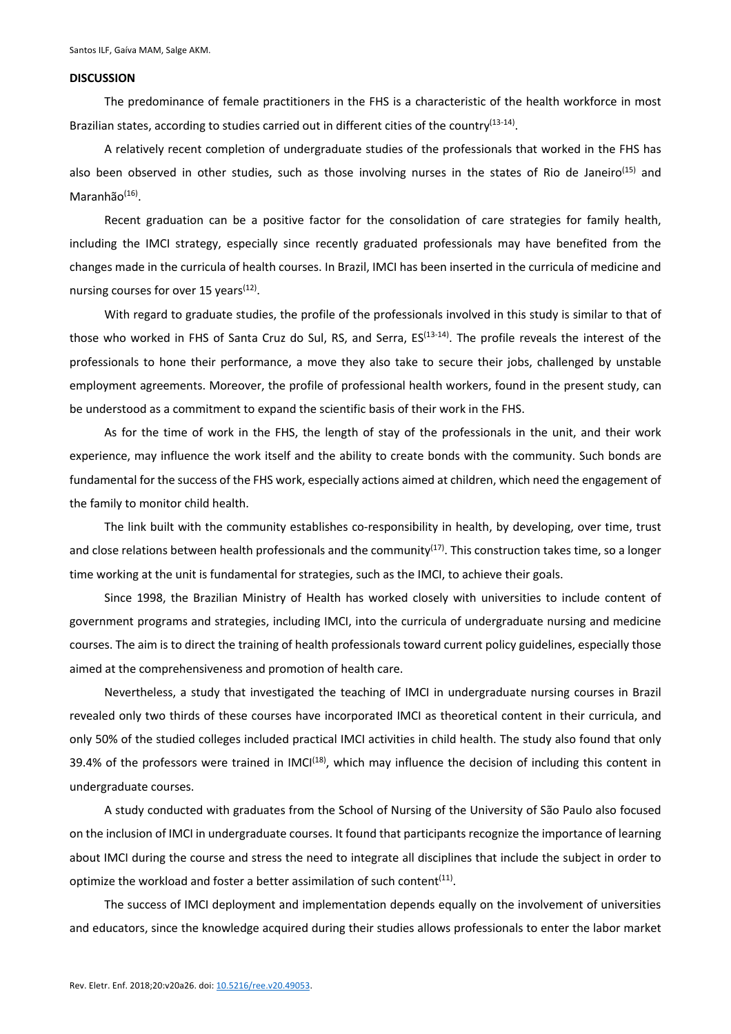## DISCUSSION

The predominance of female practitioners in the FHS is a characteristic of the health workforce in most Brazilian states, according to studies carried out in different cities of the country[13-14].

A relatively recent completion of undergraduate studies of the professionals that worked in the FHS has also been observed in other studies, such as those involving nurses in the states of Rio de Janeiro[15] and Maranhão[16].

Recent graduation can be a positive factor for the consolidation of care strategies for family health, including the IMCI strategy, especially since recently graduated professionals may have benefited from the changes made in the curricula of health courses. In Brazil, IMCI has been inserted in the curricula of medicine and nursing courses for over 15 years[12].

With regard to graduate studies, the profile of the professionals involved in this study is similar to that of those who worked in FHS of Santa Cruz do Sul, RS, and Serra, ES[13-14]. The profile reveals the interest of the professionals to hone their performance, a move they also take to secure their jobs, challenged by unstable employment agreements. Moreover, the profile of professional health workers, found in the present study, can be understood as a commitment to expand the scientific basis of their work in the FHS.

As for the time of work in the FHS, the length of stay of the professionals in the unit, and their work experience, may influence the work itself and the ability to create bonds with the community. Such bonds are fundamental for the success of the FHS work, especially actions aimed at children, which need the engagement of the family to monitor child health.

The link built with the community establishes co-responsibility in health, by developing, over time, trust and close relations between health professionals and the community[17]. This construction takes time, so a longer time working at the unit is fundamental for strategies, such as the IMCI, to achieve their goals.

Since 1998, the Brazilian Ministry of Health has worked closely with universities to include content of government programs and strategies, including IMCI, into the curricula of undergraduate nursing and medicine courses. The aim is to direct the training of health professionals toward current policy guidelines, especially those aimed at the comprehensiveness and promotion of health care.

Nevertheless, a study that investigated the teaching of IMCI in undergraduate nursing courses in Brazil revealed only two thirds of these courses have incorporated IMCI as theoretical content in their curricula, and only 50% of the studied colleges included practical IMCI activities in child health. The study also found that only 39.4% of the professors were trained in IMCI[18], which may influence the decision of including this content in undergraduate courses.

A study conducted with graduates from the School of Nursing of the University of São Paulo also focused on the inclusion of IMCI in undergraduate courses. It found that participants recognize the importance of learning about IMCI during the course and stress the need to integrate all disciplines that include the subject in order to optimize the workload and foster a better assimilation of such content[11].

The success of IMCI deployment and implementation depends equally on the involvement of universities and educators, since the knowledge acquired during their studies allows professionals to enter the labor market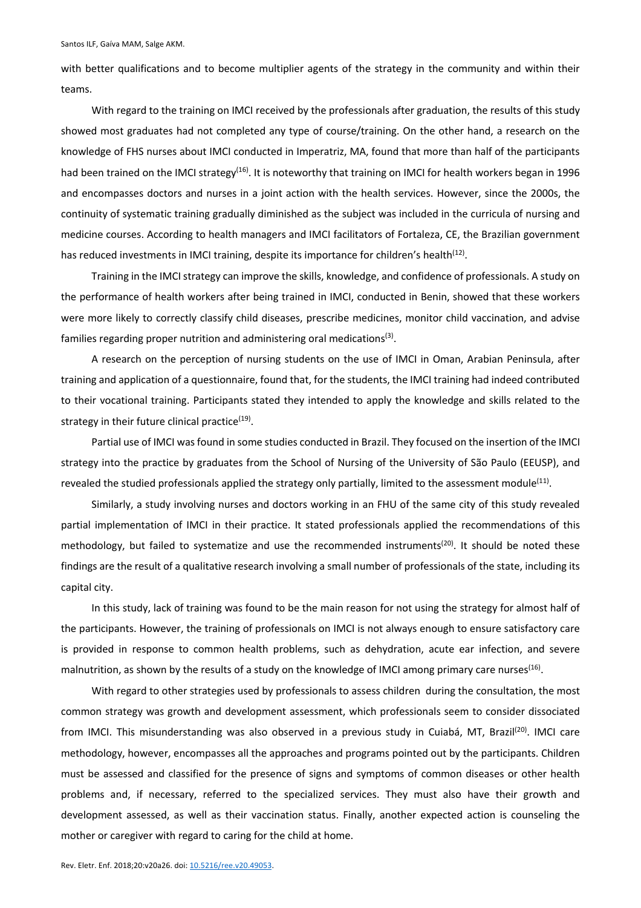with better qualifications and to become multiplier agents of the strategy in the community and within their teams.

With regard to the training on IMCI received by the professionals after graduation, the results of this study showed most graduates had not completed any type of course/training. On the other hand, a research on the knowledge of FHS nurses about IMCI conducted in Imperatriz, MA, found that more than half of the participants had been trained on the IMCI strategy[16]. It is noteworthy that training on IMCI for health workers began in 1996 and encompasses doctors and nurses in a joint action with the health services. However, since the 2000s, the continuity of systematic training gradually diminished as the subject was included in the curricula of nursing and medicine courses. According to health managers and IMCI facilitators of Fortaleza, CE, the Brazilian government has reduced investments in IMCI training, despite its importance for children's health[12].

Training in the IMCI strategy can improve the skills, knowledge, and confidence of professionals. A study on the performance of health workers after being trained in IMCI, conducted in Benin, showed that these workers were more likely to correctly classify child diseases, prescribe medicines, monitor child vaccination, and advise families regarding proper nutrition and administering oral medications[3].

A research on the perception of nursing students on the use of IMCI in Oman, Arabian Peninsula, after training and application of a questionnaire, found that, for the students, the IMCI training had indeed contributed to their vocational training. Participants stated they intended to apply the knowledge and skills related to the strategy in their future clinical practice[19].

Partial use of IMCI was found in some studies conducted in Brazil. They focused on the insertion of the IMCI strategy into the practice by graduates from the School of Nursing of the University of São Paulo (EEUSP), and revealed the studied professionals applied the strategy only partially, limited to the assessment module[11].

Similarly, a study involving nurses and doctors working in an FHU of the same city of this study revealed partial implementation of IMCI in their practice. It stated professionals applied the recommendations of this methodology, but failed to systematize and use the recommended instruments[20]. It should be noted these findings are the result of a qualitative research involving a small number of professionals of the state, including its capital city.

In this study, lack of training was found to be the main reason for not using the strategy for almost half of the participants. However, the training of professionals on IMCI is not always enough to ensure satisfactory care is provided in response to common health problems, such as dehydration, acute ear infection, and severe malnutrition, as shown by the results of a study on the knowledge of IMCI among primary care nurses[16].

With regard to other strategies used by professionals to assess children during the consultation, the most common strategy was growth and development assessment, which professionals seem to consider dissociated from IMCI. This misunderstanding was also observed in a previous study in Cuiabá, MT, Brazil[20]. IMCI care methodology, however, encompasses all the approaches and programs pointed out by the participants. Children must be assessed and classified for the presence of signs and symptoms of common diseases or other health problems and, if necessary, referred to the specialized services. They must also have their growth and development assessed, as well as their vaccination status. Finally, another expected action is counseling the mother or caregiver with regard to caring for the child at home.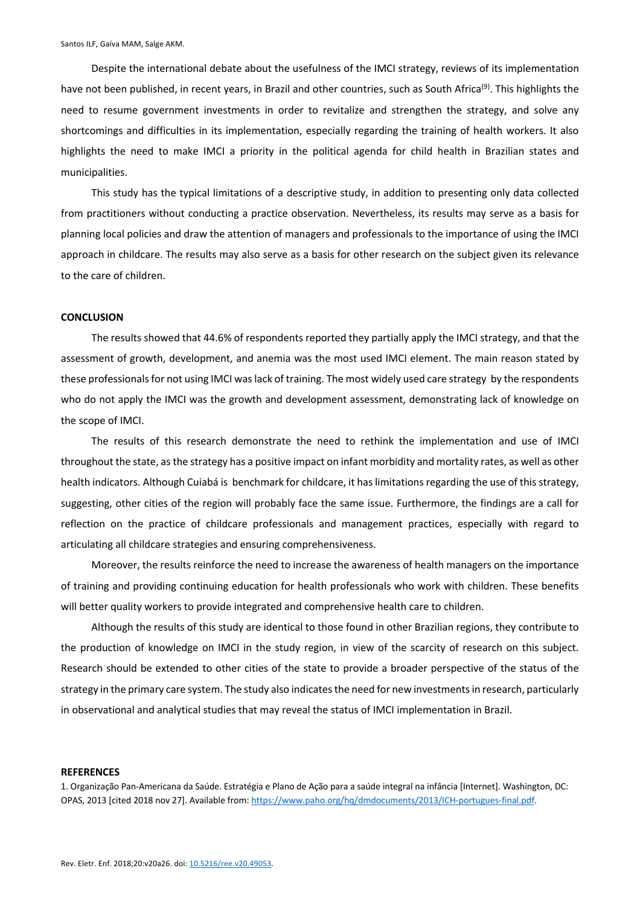Despite the international debate about the usefulness of the IMCI strategy, reviews of its implementation have not been published, in recent years, in Brazil and other countries, such as South Africa[9]. This highlights the need to resume government investments in order to revitalize and strengthen the strategy, and solve any shortcomings and difficulties in its implementation, especially regarding the training of health workers. It also highlights the need to make IMCI a priority in the political agenda for child health in Brazilian states and municipalities.

This study has the typical limitations of a descriptive study, in addition to presenting only data collected from practitioners without conducting a practice observation. Nevertheless, its results may serve as a basis for planning local policies and draw the attention of managers and professionals to the importance of using the IMCI approach in childcare. The results may also serve as a basis for other research on the subject given its relevance to the care of children.

## CONCLUSION

The results showed that 44.6% of respondents reported they partially apply the IMCI strategy, and that the assessment of growth, development, and anemia was the most used IMCI element. The main reason stated by these professionals for not using IMCI was lack of training. The most widely used care strategy by the respondents who do not apply the IMCI was the growth and development assessment, demonstrating lack of knowledge on the scope of IMCI.

The results of this research demonstrate the need to rethink the implementation and use of IMCI throughout the state, as the strategy has a positive impact on infant morbidity and mortality rates, as well as other health indicators. Although Cuiabá is benchmark for childcare, it has limitations regarding the use of this strategy, suggesting, other cities of the region will probably face the same issue. Furthermore, the findings are a call for reflection on the practice of childcare professionals and management practices, especially with regard to articulating all childcare strategies and ensuring comprehensiveness.

Moreover, the results reinforce the need to increase the awareness of health managers on the importance of training and providing continuing education for health professionals who work with children. These benefits will better quality workers to provide integrated and comprehensive health care to children.

Although the results of this study are identical to those found in other Brazilian regions, they contribute to the production of knowledge on IMCI in the study region, in view of the scarcity of research on this subject. Research should be extended to other cities of the state to provide a broader perspective of the status of the strategy in the primary care system. The study also indicates the need for new investments in research, particularly in observational and analytical studies that may reveal the status of IMCI implementation in Brazil.

## REFERENCES

1. Organização Pan-Americana da Saúde. Estratégia e Plano de Ação para a saúde integral na infância [Internet]. Washington, DC: OPAS, 2013 [cited 2018 nov 27]. Available from: https://www.paho.org/hq/dmdocuments/2013/ICH-portugues-final.pdf.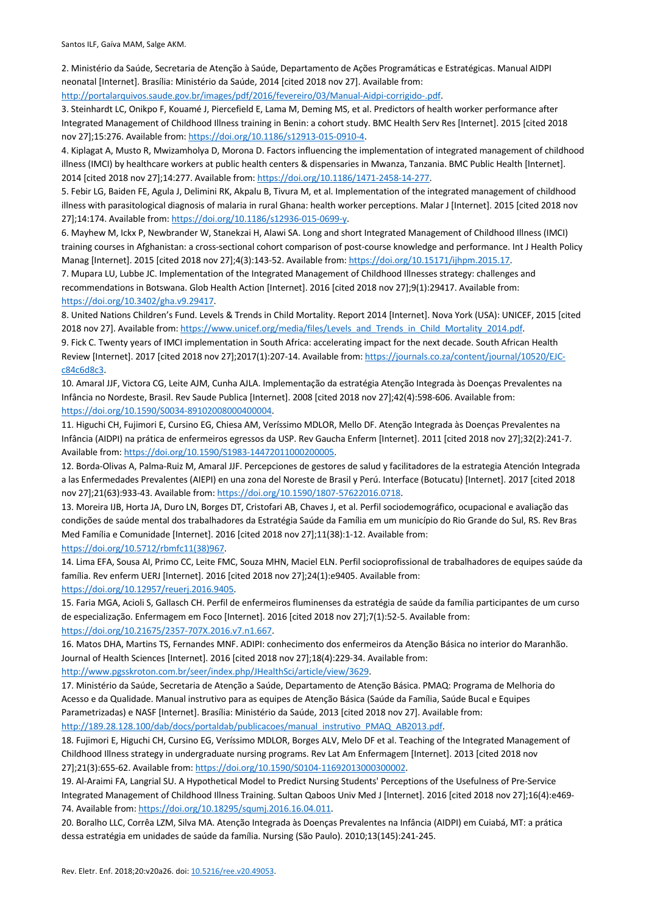2. Ministério da Saúde, Secretaria de Atenção à Saúde, Departamento de Ações Programáticas e Estratégicas. Manual AIDPI neonatal [Internet]. Brasília: Ministério da Saúde, 2014 [cited 2018 nov 27]. Available from: http://portalarquivos.saude.gov.br/images/pdf/2016/fevereiro/03/Manual-Aidpi-corrigido-.pdf.

3. Steinhardt LC, Onikpo F, Kouamé J, Piercefield E, Lama M, Deming MS, et al. Predictors of health worker performance after Integrated Management of Childhood Illness training in Benin: a cohort study. BMC Health Serv Res [Internet]. 2015 [cited 2018 nov 27];15:276. Available from: https://doi.org/10.1186/s12913-015-0910-4.

4. Kiplagat A, Musto R, Mwizamholya D, Morona D. Factors influencing the implementation of integrated management of childhood illness (IMCI) by healthcare workers at public health centers & dispensaries in Mwanza, Tanzania. BMC Public Health [Internet]. 2014 [cited 2018 nov 27];14:277. Available from: https://doi.org/10.1186/1471-2458-14-277.

5. Febir LG, Baiden FE, Agula J, Delimini RK, Akpalu B, Tivura M, et al. Implementation of the integrated management of childhood illness with parasitological diagnosis of malaria in rural Ghana: health worker perceptions. Malar J [Internet]. 2015 [cited 2018 nov 27];14:174. Available from: https://doi.org/10.1186/s12936-015-0699-y.

6. Mayhew M, Ickx P, Newbrander W, Stanekzai H, Alawi SA. Long and short Integrated Management of Childhood Illness (IMCI) training courses in Afghanistan: a cross-sectional cohort comparison of post-course knowledge and performance. Int J Health Policy Manag [Internet]. 2015 [cited 2018 nov 27];4(3):143-52. Available from: https://doi.org/10.15171/ijhpm.2015.17.

7. Mupara LU, Lubbe JC. Implementation of the Integrated Management of Childhood Illnesses strategy: challenges and recommendations in Botswana. Glob Health Action [Internet]. 2016 [cited 2018 nov 27];9(1):29417. Available from: https://doi.org/10.3402/gha.v9.29417.

8. United Nations Children's Fund. Levels & Trends in Child Mortality. Report 2014 [Internet]. Nova York (USA): UNICEF, 2015 [cited 2018 nov 27]. Available from: https://www.unicef.org/media/files/Levels_and_Trends_in_Child_Mortality_2014.pdf.

9. Fick C. Twenty years of IMCI implementation in South Africa: accelerating impact for the next decade. South African Health Review [Internet]. 2017 [cited 2018 nov 27];2017(1):207-14. Available from: https://journals.co.za/content/journal/10520/EJC-c84c6d8c3.

10. Amaral JJF, Victora CG, Leite AJM, Cunha AJLA. Implementação da estratégia Atenção Integrada às Doenças Prevalentes na Infância no Nordeste, Brasil. Rev Saude Publica [Internet]. 2008 [cited 2018 nov 27];42(4):598-606. Available from: https://doi.org/10.1590/S0034-89102008000400004.

11. Higuchi CH, Fujimori E, Cursino EG, Chiesa AM, Veríssimo MDLOR, Mello DF. Atenção Integrada às Doenças Prevalentes na Infância (AIDPI) na prática de enfermeiros egressos da USP. Rev Gaucha Enferm [Internet]. 2011 [cited 2018 nov 27];32(2):241-7. Available from: https://doi.org/10.1590/S1983-14472011000200005.

12. Borda-Olivas A, Palma-Ruiz M, Amaral JJF. Percepciones de gestores de salud y facilitadores de la estrategia Atención Integrada a las Enfermedades Prevalentes (AIEPI) en una zona del Noreste de Brasil y Perú. Interface (Botucatu) [Internet]. 2017 [cited 2018 nov 27];21(63):933-43. Available from: https://doi.org/10.1590/1807-57622016.0718.

13. Moreira IJB, Horta JA, Duro LN, Borges DT, Cristofari AB, Chaves J, et al. Perfil sociodemográfico, ocupacional e avaliação das condições de saúde mental dos trabalhadores da Estratégia Saúde da Família em um município do Rio Grande do Sul, RS. Rev Bras Med Família e Comunidade [Internet]. 2016 [cited 2018 nov 27];11(38):1-12. Available from: https://doi.org/10.5712/rbmfc11(38)967.

14. Lima EFA, Sousa AI, Primo CC, Leite FMC, Souza MHN, Maciel ELN. Perfil socioprofissional de trabalhadores de equipes saúde da família. Rev enferm UERJ [Internet]. 2016 [cited 2018 nov 27];24(1):e9405. Available from: https://doi.org/10.12957/reuerj.2016.9405.

15. Faria MGA, Acioli S, Gallasch CH. Perfil de enfermeiros fluminenses da estratégia de saúde da família participantes de um curso de especialização. Enfermagem em Foco [Internet]. 2016 [cited 2018 nov 27];7(1):52-5. Available from: https://doi.org/10.21675/2357-707X.2016.v7.n1.667.

16. Matos DHA, Martins TS, Fernandes MNF. ADIPI: conhecimento dos enfermeiros da Atenção Básica no interior do Maranhão. Journal of Health Sciences [Internet]. 2016 [cited 2018 nov 27];18(4):229-34. Available from: http://www.pgsskroton.com.br/seer/index.php/JHealthSci/article/view/3629.

17. Ministério da Saúde, Secretaria de Atenção a Saúde, Departamento de Atenção Básica. PMAQ: Programa de Melhoria do Acesso e da Qualidade. Manual instrutivo para as equipes de Atenção Básica (Saúde da Família, Saúde Bucal e Equipes Parametrizadas) e NASF [Internet]. Brasília: Ministério da Saúde, 2013 [cited 2018 nov 27]. Available from: http://189.28.128.100/dab/docs/portaldab/publicacoes/manual_instrutivo_PMAQ_AB2013.pdf.

18. Fujimori E, Higuchi CH, Cursino EG, Veríssimo MDLOR, Borges ALV, Melo DF et al. Teaching of the Integrated Management of Childhood Illness strategy in undergraduate nursing programs. Rev Lat Am Enfermagem [Internet]. 2013 [cited 2018 nov 27];21(3):655-62. Available from: https://doi.org/10.1590/S0104-11692013000300002.

19. Al-Araimi FA, Langrial SU. A Hypothetical Model to Predict Nursing Students' Perceptions of the Usefulness of Pre-Service Integrated Management of Childhood Illness Training. Sultan Qaboos Univ Med J [Internet]. 2016 [cited 2018 nov 27];16(4):e469-74. Available from: https://doi.org/10.18295/squmj.2016.16.04.011.

20. Boralho LLC, Corrêa LZM, Silva MA. Atenção Integrada às Doenças Prevalentes na Infância (AIDPI) em Cuiabá, MT: a prática dessa estratégia em unidades de saúde da família. Nursing (São Paulo). 2010;13(145):241-245.